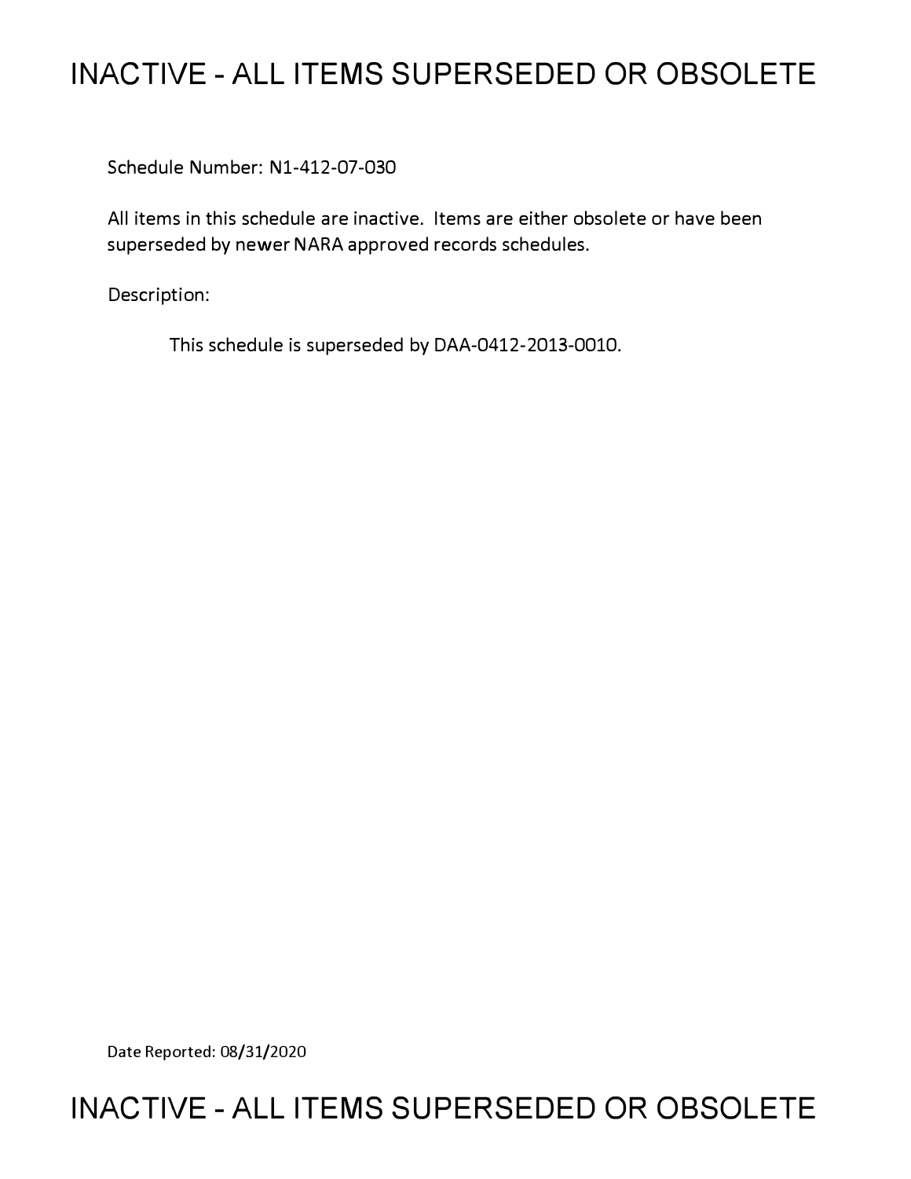# INACTIVE - ALL ITEMS SUPERSEDED OR OBSOLETE

Schedule Number: N1-412-07-030

All items in this schedule are inactive. Items are either obsolete or have been superseded by newer NARA approved records schedules.

Description:

This schedule is superseded by DAA-0412-2013-0010.

Date Reported: 08/31/2020

# INACTIVE - ALL ITEMS SUPERSEDED OR OBSOLETE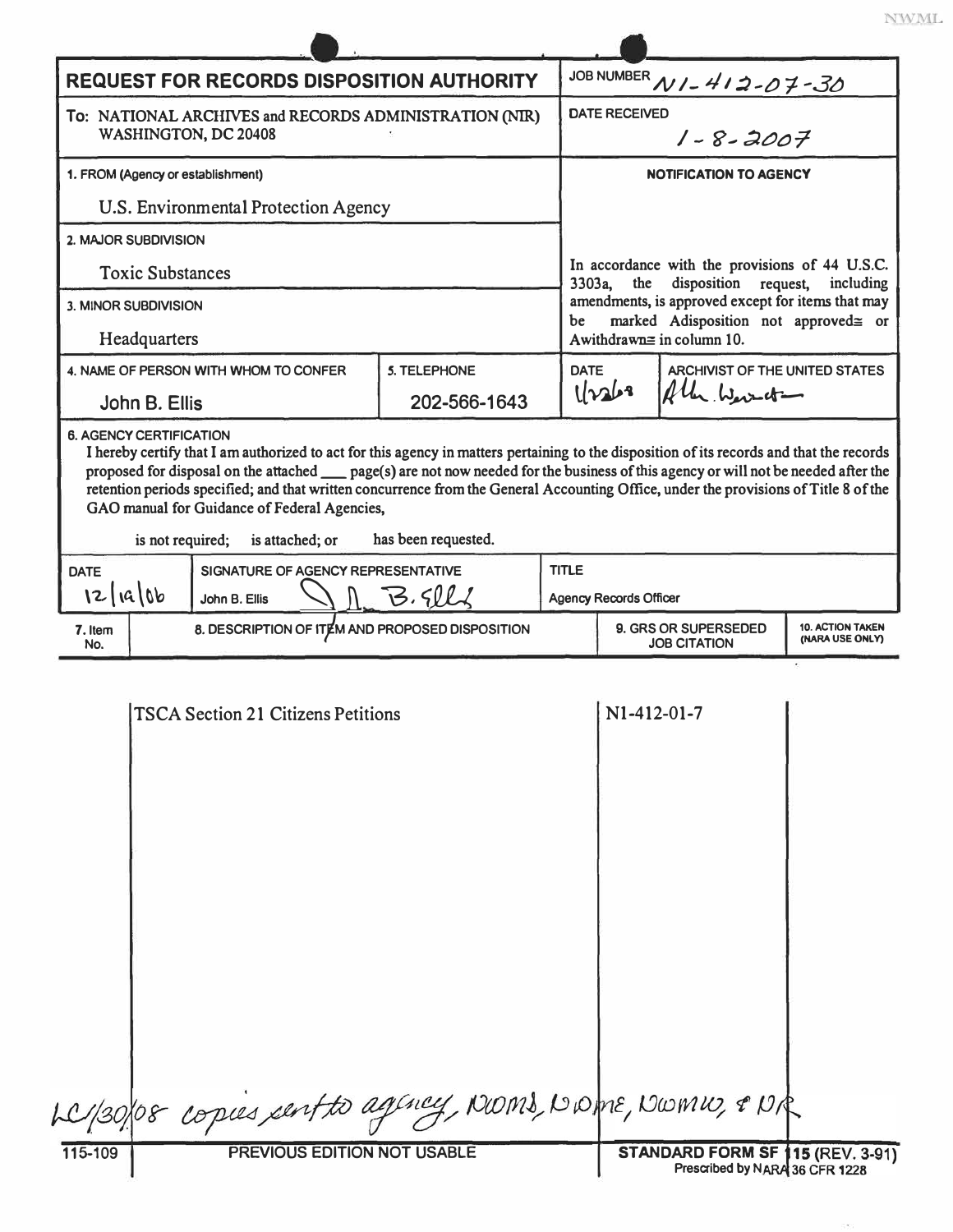NWML

# REQUEST FOR RECORDS DISPOSITION AUTHORITY

**JOB NUMBER** N1-412-07-30

**To:** NATIONAL ARCHIVES and RECORDS ADMINISTRATION (NIR) WASHINGTON, DC 20408

**DATE RECEIVED** 1-8-2007

**1. FROM (Agency or establishment)**
U.S. Environmental Protection Agency

**2. MAJOR SUBDIVISION**
Toxic Substances

**3. MINOR SUBDIVISION**
Headquarters

**NOTIFICATION TO AGENCY**

In accordance with the provisions of 44 U.S.C. 3303a, the disposition request, including amendments, is approved except for items that may be marked Adisposition not approved≅ or Awithdrawn≅ in column 10.

| 4. NAME OF PERSON WITH WHOM TO CONFER | 5. TELEPHONE | DATE | ARCHIVIST OF THE UNITED STATES |
|---|---|---|---|
| John B. Ellis | 202-566-1643 | 1/22/08 | Allen Weinstein |

**6. AGENCY CERTIFICATION**

I hereby certify that I am authorized to act for this agency in matters pertaining to the disposition of its records and that the records proposed for disposal on the attached ___ page(s) are not now needed for the business of this agency or will not be needed after the retention periods specified; and that written concurrence from the General Accounting Office, under the provisions of Title 8 of the GAO manual for Guidance of Federal Agencies,

is not required; is attached; or has been requested.

| DATE | SIGNATURE OF AGENCY REPRESENTATIVE | TITLE |
|---|---|---|
| 12/19/06 | John B. Ellis (signed) | Agency Records Officer |

| 7. Item No. | 8. DESCRIPTION OF ITEM AND PROPOSED DISPOSITION | 9. GRS OR SUPERSEDED JOB CITATION | 10. ACTION TAKEN (NARA USE ONLY) |
|---|---|---|---|
| | TSCA Section 21 Citizens Petitions | N1-412-01-7 | |

LC 1/30/08 copies sent to agency, NWMS, NWME, NWMW, & NR

115-109 PREVIOUS EDITION NOT USABLE

STANDARD FORM SF 115 (REV. 3-91) Prescribed by NARA 36 CFR 1228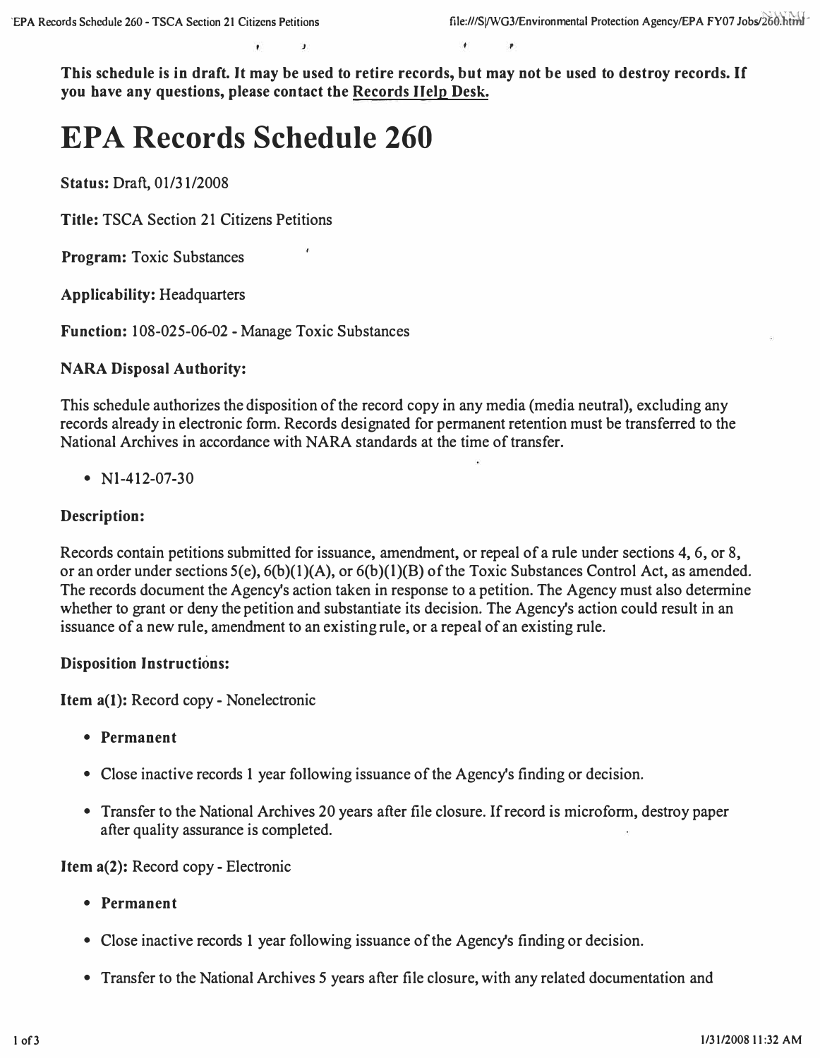**This schedule is in draft. It may be used to retire records, but may not be used to destroy records. If you have any questions, please contact the Records Help Desk.**

# EPA Records Schedule 260

**Status:** Draft, 01/31/2008

**Title:** TSCA Section 21 Citizens Petitions

**Program:** Toxic Substances

**Applicability:** Headquarters

**Function:** 108-025-06-02 - Manage Toxic Substances

**NARA Disposal Authority:**

This schedule authorizes the disposition of the record copy in any media (media neutral), excluding any records already in electronic form. Records designated for permanent retention must be transferred to the National Archives in accordance with NARA standards at the time of transfer.

- N1-412-07-30

**Description:**

Records contain petitions submitted for issuance, amendment, or repeal of a rule under sections 4, 6, or 8, or an order under sections 5(e), 6(b)(1)(A), or 6(b)(1)(B) of the Toxic Substances Control Act, as amended. The records document the Agency's action taken in response to a petition. The Agency must also determine whether to grant or deny the petition and substantiate its decision. The Agency's action could result in an issuance of a new rule, amendment to an existing rule, or a repeal of an existing rule.

**Disposition Instructions:**

**Item a(1):** Record copy - Nonelectronic

- **Permanent**
- Close inactive records 1 year following issuance of the Agency's finding or decision.
- Transfer to the National Archives 20 years after file closure. If record is microform, destroy paper after quality assurance is completed.

**Item a(2):** Record copy - Electronic

- **Permanent**
- Close inactive records 1 year following issuance of the Agency's finding or decision.
- Transfer to the National Archives 5 years after file closure, with any related documentation and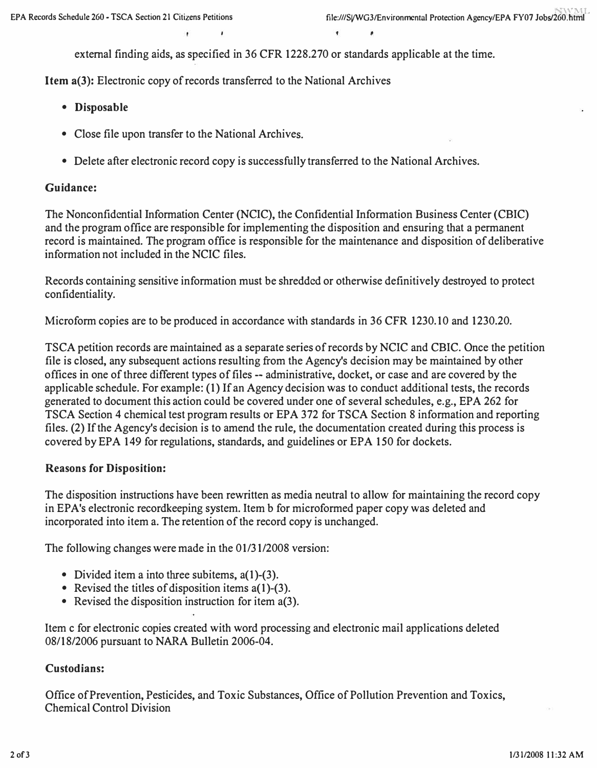external finding aids, as specified in 36 CFR 1228.270 or standards applicable at the time.

**Item a(3):** Electronic copy of records transferred to the National Archives

- **Disposable**
- Close file upon transfer to the National Archives.
- Delete after electronic record copy is successfully transferred to the National Archives.

**Guidance:**

The Nonconfidential Information Center (NCIC), the Confidential Information Business Center (CBIC) and the program office are responsible for implementing the disposition and ensuring that a permanent record is maintained. The program office is responsible for the maintenance and disposition of deliberative information not included in the NCIC files.

Records containing sensitive information must be shredded or otherwise definitively destroyed to protect confidentiality.

Microform copies are to be produced in accordance with standards in 36 CFR 1230.10 and 1230.20.

TSCA petition records are maintained as a separate series of records by NCIC and CBIC. Once the petition file is closed, any subsequent actions resulting from the Agency's decision may be maintained by other offices in one of three different types of files -- administrative, docket, or case and are covered by the applicable schedule. For example: (1) If an Agency decision was to conduct additional tests, the records generated to document this action could be covered under one of several schedules, e.g., EPA 262 for TSCA Section 4 chemical test program results or EPA 372 for TSCA Section 8 information and reporting files. (2) If the Agency's decision is to amend the rule, the documentation created during this process is covered by EPA 149 for regulations, standards, and guidelines or EPA 150 for dockets.

**Reasons for Disposition:**

The disposition instructions have been rewritten as media neutral to allow for maintaining the record copy in EPA's electronic recordkeeping system. Item b for microformed paper copy was deleted and incorporated into item a. The retention of the record copy is unchanged.

The following changes were made in the 01/31/2008 version:

- Divided item a into three subitems, a(1)-(3).
- Revised the titles of disposition items a(1)-(3).
- Revised the disposition instruction for item a(3).

Item c for electronic copies created with word processing and electronic mail applications deleted 08/18/2006 pursuant to NARA Bulletin 2006-04.

**Custodians:**

Office of Prevention, Pesticides, and Toxic Substances, Office of Pollution Prevention and Toxics, Chemical Control Division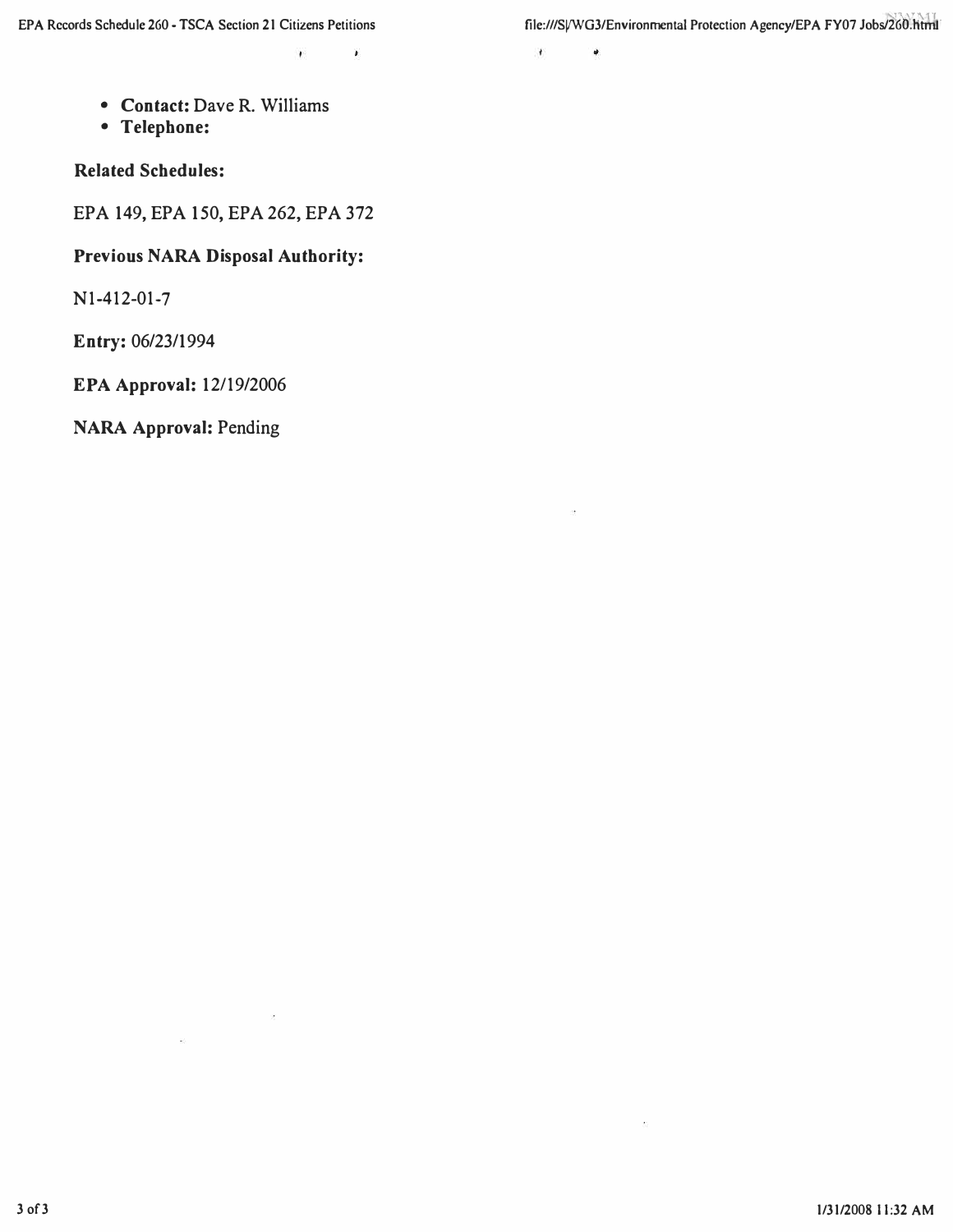- **Contact:** Dave R. Williams
- **Telephone:**

**Related Schedules:**

EPA 149, EPA 150, EPA 262, EPA 372

**Previous NARA Disposal Authority:**

N1-412-01-7

**Entry:** 06/23/1994

**EPA Approval:** 12/19/2006

**NARA Approval:** Pending